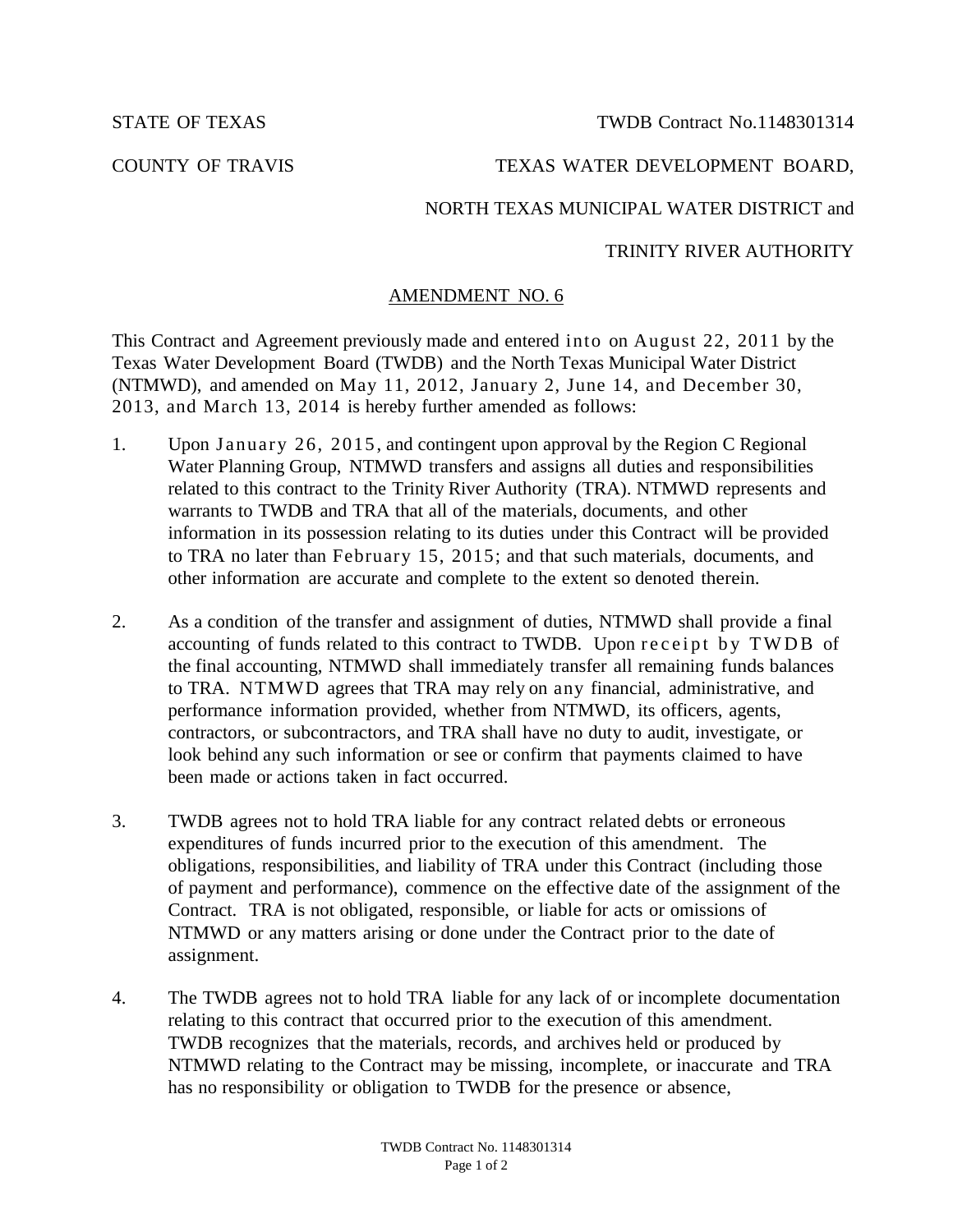STATE OF TEXAS | TWDB Contract No.1148301314

COUNTY OF TRAVIS | TEXAS WATER DEVELOPMENT BOARD,

NORTH TEXAS MUNICIPAL WATER DISTRICT and

TRINITY RIVER AUTHORITY

## AMENDMENT NO. 6

This Contract and Agreement previously made and entered into on August 22, 2011 by the Texas Water Development Board (TWDB) and the North Texas Municipal Water District (NTMWD), and amended on May 11, 2012, January 2, June 14, and December 30, 2013, and March 13, 2014 is hereby further amended as follows:

1. Upon January 26, 2015, and contingent upon approval by the Region C Regional Water Planning Group, NTMWD transfers and assigns all duties and responsibilities related to this contract to the Trinity River Authority (TRA). NTMWD represents and warrants to TWDB and TRA that all of the materials, documents, and other information in its possession relating to its duties under this Contract will be provided to TRA no later than February 15, 2015; and that such materials, documents, and other information are accurate and complete to the extent so denoted therein.

2. As a condition of the transfer and assignment of duties, NTMWD shall provide a final accounting of funds related to this contract to TWDB. Upon receipt by TWDB of the final accounting, NTMWD shall immediately transfer all remaining funds balances to TRA. NTMWD agrees that TRA may rely on any financial, administrative, and performance information provided, whether from NTMWD, its officers, agents, contractors, or subcontractors, and TRA shall have no duty to audit, investigate, or look behind any such information or see or confirm that payments claimed to have been made or actions taken in fact occurred.

3. TWDB agrees not to hold TRA liable for any contract related debts or erroneous expenditures of funds incurred prior to the execution of this amendment. The obligations, responsibilities, and liability of TRA under this Contract (including those of payment and performance), commence on the effective date of the assignment of the Contract. TRA is not obligated, responsible, or liable for acts or omissions of NTMWD or any matters arising or done under the Contract prior to the date of assignment.

4. The TWDB agrees not to hold TRA liable for any lack of or incomplete documentation relating to this contract that occurred prior to the execution of this amendment. TWDB recognizes that the materials, records, and archives held or produced by NTMWD relating to the Contract may be missing, incomplete, or inaccurate and TRA has no responsibility or obligation to TWDB for the presence or absence,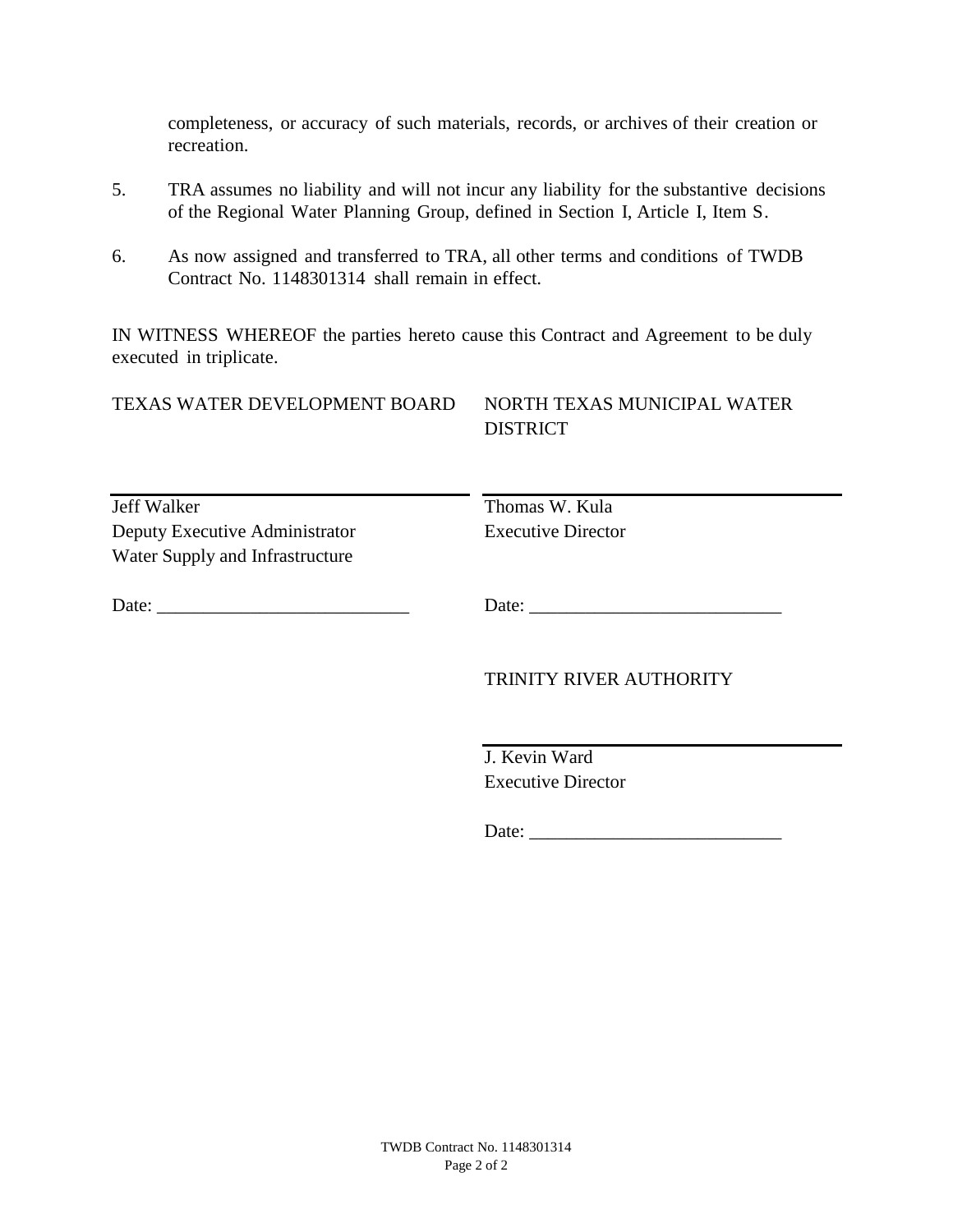completeness, or accuracy of such materials, records, or archives of their creation or recreation.

5. TRA assumes no liability and will not incur any liability for the substantive decisions of the Regional Water Planning Group, defined in Section I, Article I, Item S.

6. As now assigned and transferred to TRA, all other terms and conditions of TWDB Contract No. 1148301314 shall remain in effect.

IN WITNESS WHEREOF the parties hereto cause this Contract and Agreement to be duly executed in triplicate.

TEXAS WATER DEVELOPMENT BOARD

\_\_\_\_\_\_\_\_\_\_\_\_\_\_\_\_\_\_\_\_\_\_\_\_\_\_\_\_\_\_\_\_\_\_\_\_
Jeff Walker
Deputy Executive Administrator
Water Supply and Infrastructure

Date: \_\_\_\_\_\_\_\_\_\_\_\_\_\_\_\_\_\_\_\_\_\_\_\_\_\_\_

NORTH TEXAS MUNICIPAL WATER DISTRICT

\_\_\_\_\_\_\_\_\_\_\_\_\_\_\_\_\_\_\_\_\_\_\_\_\_\_\_\_\_\_\_\_\_\_\_\_
Thomas W. Kula
Executive Director

Date: \_\_\_\_\_\_\_\_\_\_\_\_\_\_\_\_\_\_\_\_\_\_\_\_\_\_\_

TRINITY RIVER AUTHORITY

\_\_\_\_\_\_\_\_\_\_\_\_\_\_\_\_\_\_\_\_\_\_\_\_\_\_\_\_\_\_\_\_\_\_\_\_
J. Kevin Ward
Executive Director

Date: \_\_\_\_\_\_\_\_\_\_\_\_\_\_\_\_\_\_\_\_\_\_\_\_\_\_\_

TWDB Contract No. 1148301314